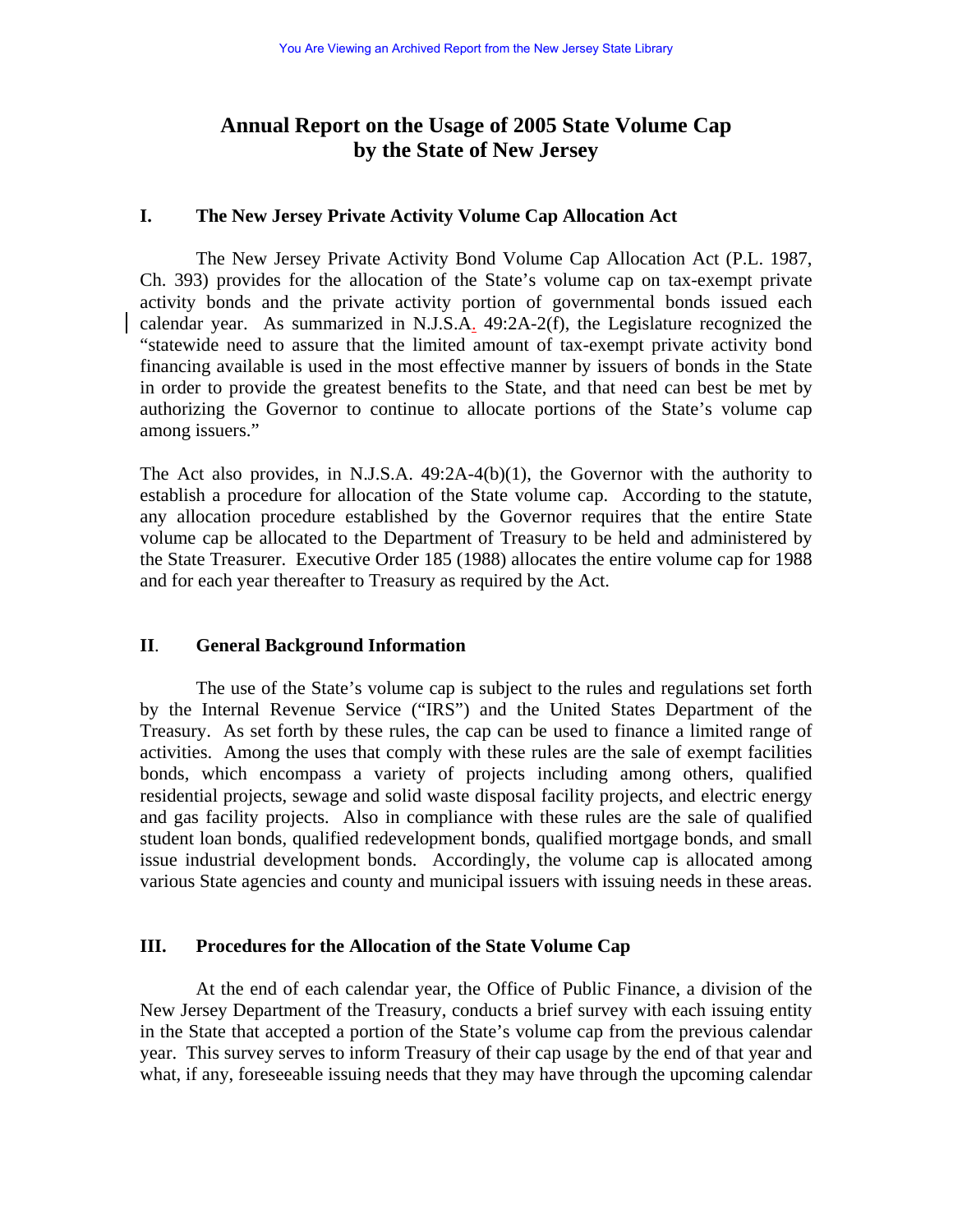# Annual Report on the Usage of 2005 State Volume Cap by the State of New Jersey

## I. The New Jersey Private Activity Volume Cap Allocation Act

The New Jersey Private Activity Bond Volume Cap Allocation Act (P.L. 1987, Ch. 393) provides for the allocation of the State's volume cap on tax-exempt private activity bonds and the private activity portion of governmental bonds issued each calendar year. As summarized in N.J.S.A. 49:2A-2(f), the Legislature recognized the "statewide need to assure that the limited amount of tax-exempt private activity bond financing available is used in the most effective manner by issuers of bonds in the State in order to provide the greatest benefits to the State, and that need can best be met by authorizing the Governor to continue to allocate portions of the State's volume cap among issuers."

The Act also provides, in N.J.S.A. 49:2A-4(b)(1), the Governor with the authority to establish a procedure for allocation of the State volume cap. According to the statute, any allocation procedure established by the Governor requires that the entire State volume cap be allocated to the Department of Treasury to be held and administered by the State Treasurer. Executive Order 185 (1988) allocates the entire volume cap for 1988 and for each year thereafter to Treasury as required by the Act.

## II. General Background Information

The use of the State's volume cap is subject to the rules and regulations set forth by the Internal Revenue Service ("IRS") and the United States Department of the Treasury. As set forth by these rules, the cap can be used to finance a limited range of activities. Among the uses that comply with these rules are the sale of exempt facilities bonds, which encompass a variety of projects including among others, qualified residential projects, sewage and solid waste disposal facility projects, and electric energy and gas facility projects. Also in compliance with these rules are the sale of qualified student loan bonds, qualified redevelopment bonds, qualified mortgage bonds, and small issue industrial development bonds. Accordingly, the volume cap is allocated among various State agencies and county and municipal issuers with issuing needs in these areas.

## III. Procedures for the Allocation of the State Volume Cap

At the end of each calendar year, the Office of Public Finance, a division of the New Jersey Department of the Treasury, conducts a brief survey with each issuing entity in the State that accepted a portion of the State's volume cap from the previous calendar year. This survey serves to inform Treasury of their cap usage by the end of that year and what, if any, foreseeable issuing needs that they may have through the upcoming calendar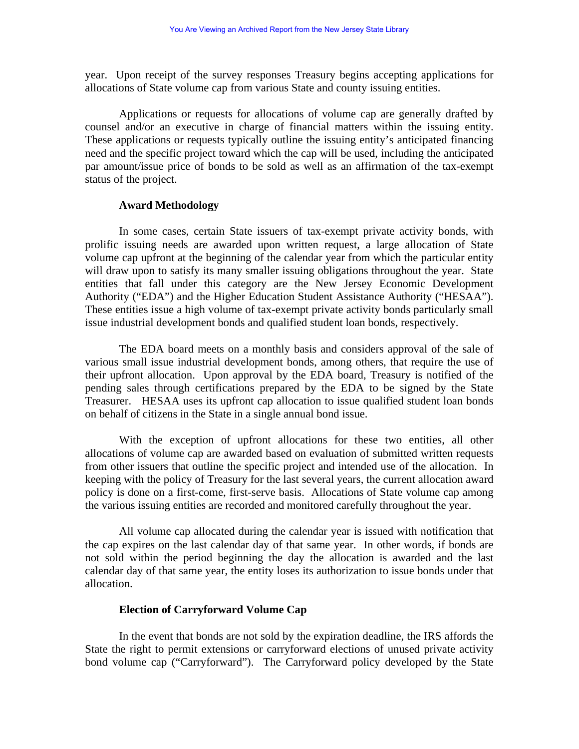year. Upon receipt of the survey responses Treasury begins accepting applications for allocations of State volume cap from various State and county issuing entities.

Applications or requests for allocations of volume cap are generally drafted by counsel and/or an executive in charge of financial matters within the issuing entity. These applications or requests typically outline the issuing entity's anticipated financing need and the specific project toward which the cap will be used, including the anticipated par amount/issue price of bonds to be sold as well as an affirmation of the tax-exempt status of the project.

**Award Methodology**

In some cases, certain State issuers of tax-exempt private activity bonds, with prolific issuing needs are awarded upon written request, a large allocation of State volume cap upfront at the beginning of the calendar year from which the particular entity will draw upon to satisfy its many smaller issuing obligations throughout the year. State entities that fall under this category are the New Jersey Economic Development Authority ("EDA") and the Higher Education Student Assistance Authority ("HESAA"). These entities issue a high volume of tax-exempt private activity bonds particularly small issue industrial development bonds and qualified student loan bonds, respectively.

The EDA board meets on a monthly basis and considers approval of the sale of various small issue industrial development bonds, among others, that require the use of their upfront allocation. Upon approval by the EDA board, Treasury is notified of the pending sales through certifications prepared by the EDA to be signed by the State Treasurer. HESAA uses its upfront cap allocation to issue qualified student loan bonds on behalf of citizens in the State in a single annual bond issue.

With the exception of upfront allocations for these two entities, all other allocations of volume cap are awarded based on evaluation of submitted written requests from other issuers that outline the specific project and intended use of the allocation. In keeping with the policy of Treasury for the last several years, the current allocation award policy is done on a first-come, first-serve basis. Allocations of State volume cap among the various issuing entities are recorded and monitored carefully throughout the year.

All volume cap allocated during the calendar year is issued with notification that the cap expires on the last calendar day of that same year. In other words, if bonds are not sold within the period beginning the day the allocation is awarded and the last calendar day of that same year, the entity loses its authorization to issue bonds under that allocation.

**Election of Carryforward Volume Cap**

In the event that bonds are not sold by the expiration deadline, the IRS affords the State the right to permit extensions or carryforward elections of unused private activity bond volume cap ("Carryforward"). The Carryforward policy developed by the State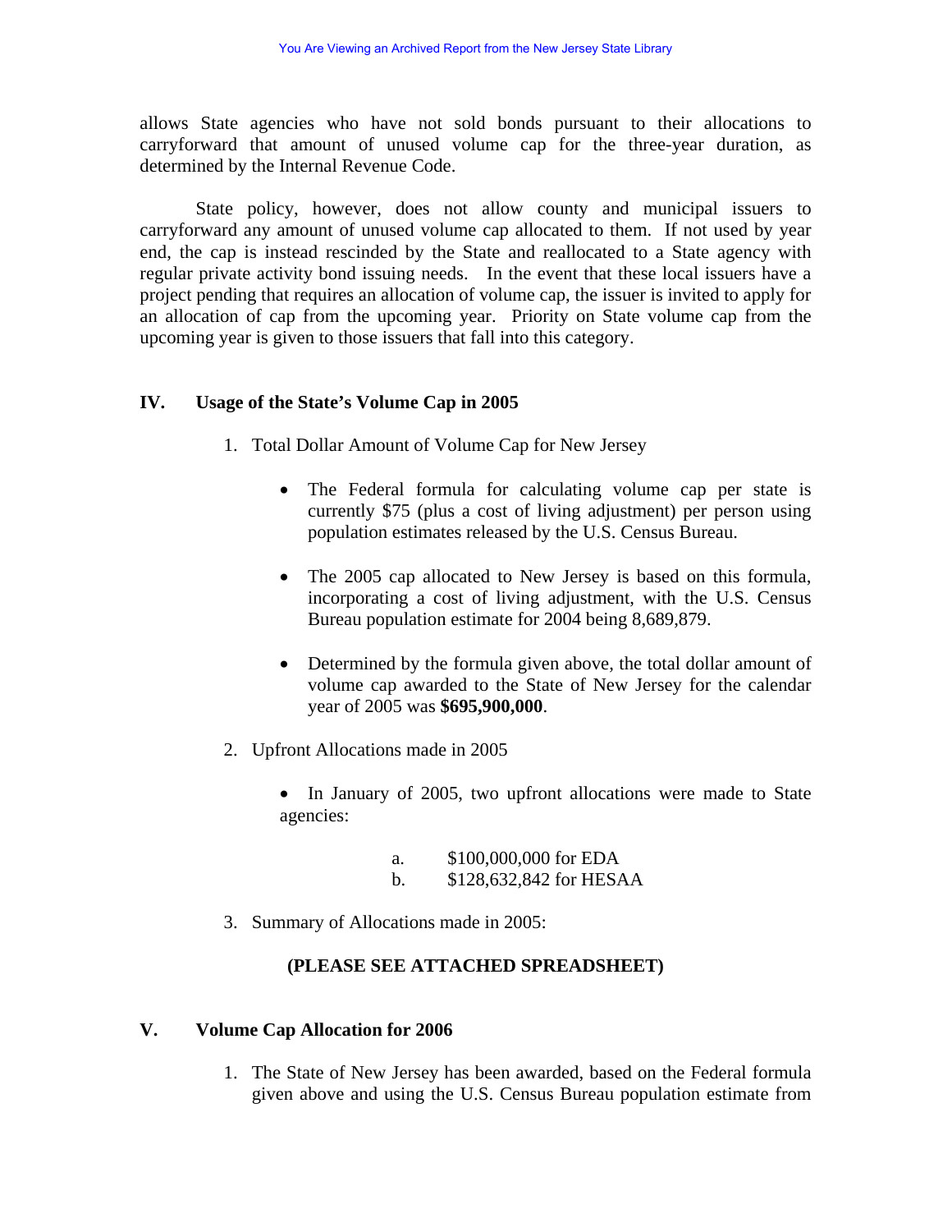allows State agencies who have not sold bonds pursuant to their allocations to carryforward that amount of unused volume cap for the three-year duration, as determined by the Internal Revenue Code.

State policy, however, does not allow county and municipal issuers to carryforward any amount of unused volume cap allocated to them. If not used by year end, the cap is instead rescinded by the State and reallocated to a State agency with regular private activity bond issuing needs. In the event that these local issuers have a project pending that requires an allocation of volume cap, the issuer is invited to apply for an allocation of cap from the upcoming year. Priority on State volume cap from the upcoming year is given to those issuers that fall into this category.

## IV. Usage of the State's Volume Cap in 2005

1. Total Dollar Amount of Volume Cap for New Jersey

   - The Federal formula for calculating volume cap per state is currently $75 (plus a cost of living adjustment) per person using population estimates released by the U.S. Census Bureau.

   - The 2005 cap allocated to New Jersey is based on this formula, incorporating a cost of living adjustment, with the U.S. Census Bureau population estimate for 2004 being 8,689,879.

   - Determined by the formula given above, the total dollar amount of volume cap awarded to the State of New Jersey for the calendar year of 2005 was **$695,900,000**.

2. Upfront Allocations made in 2005

   - In January of 2005, two upfront allocations were made to State agencies:

     a. $100,000,000 for EDA
     b. $128,632,842 for HESAA

3. Summary of Allocations made in 2005:

**(PLEASE SEE ATTACHED SPREADSHEET)**

## V. Volume Cap Allocation for 2006

1. The State of New Jersey has been awarded, based on the Federal formula given above and using the U.S. Census Bureau population estimate from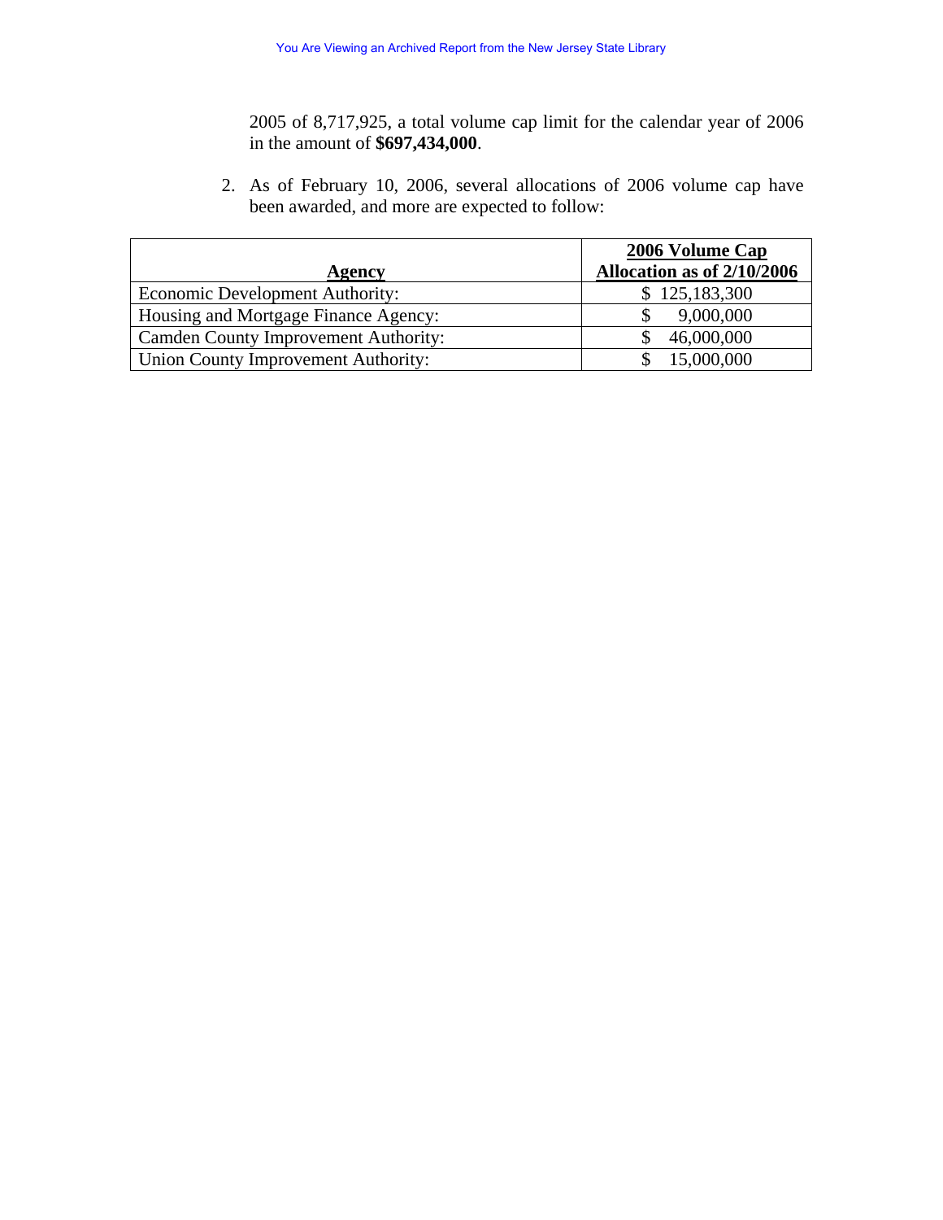2005 of 8,717,925, a total volume cap limit for the calendar year of 2006 in the amount of **$697,434,000**.

2. As of February 10, 2006, several allocations of 2006 volume cap have been awarded, and more are expected to follow:

| Agency | 2006 Volume Cap Allocation as of 2/10/2006 |
|---|---|
| Economic Development Authority: | $ 125,183,300 |
| Housing and Mortgage Finance Agency: | $ 9,000,000 |
| Camden County Improvement Authority: | $ 46,000,000 |
| Union County Improvement Authority: | $ 15,000,000 |